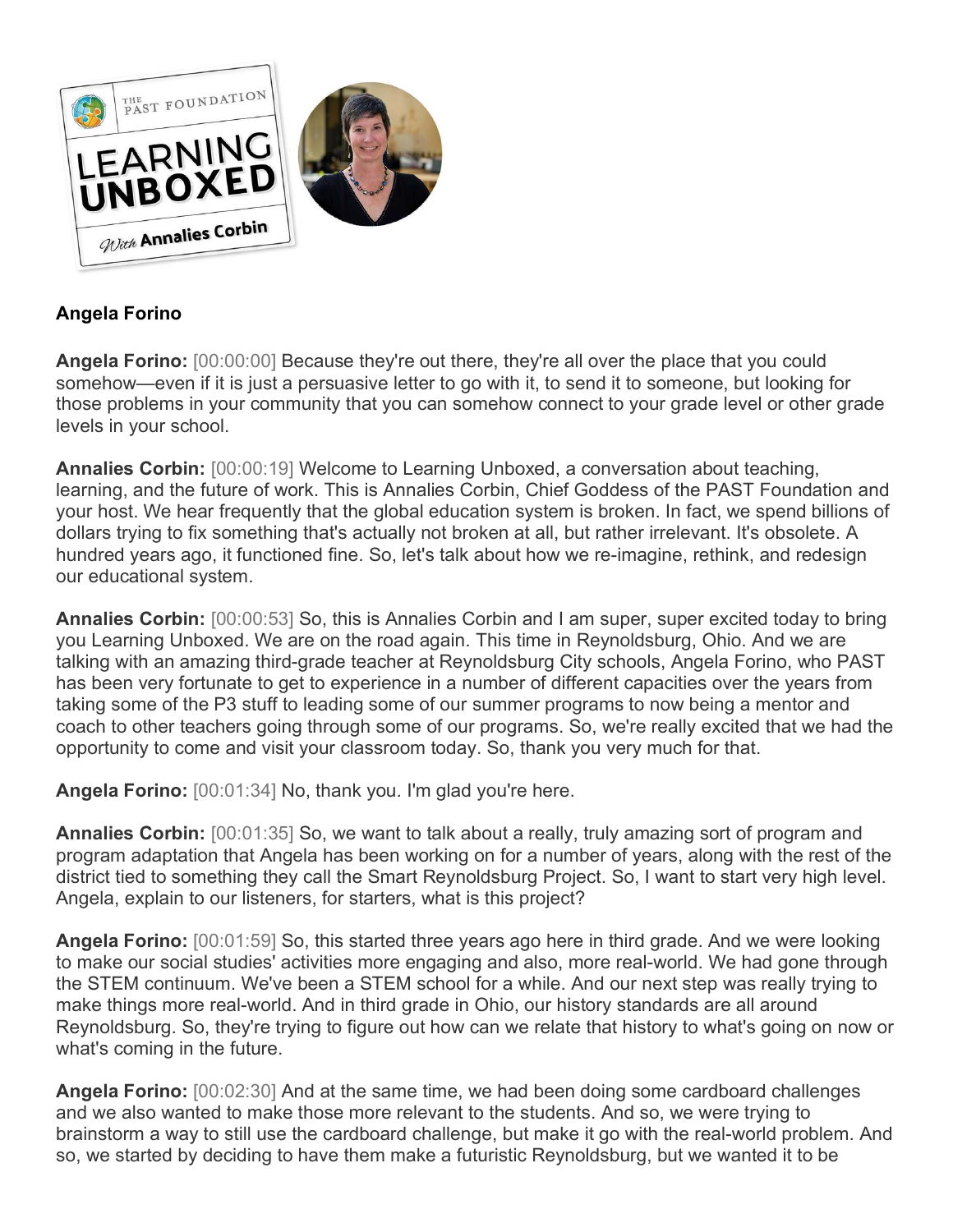**Angela Forino**

**Angela Forino:** [00:00:00] Because they're out there, they're all over the place that you could somehow—even if it is just a persuasive letter to go with it, to send it to someone, but looking for those problems in your community that you can somehow connect to your grade level or other grade levels in your school.

**Annalies Corbin:** [00:00:19] Welcome to Learning Unboxed, a conversation about teaching, learning, and the future of work. This is Annalies Corbin, Chief Goddess of the PAST Foundation and your host. We hear frequently that the global education system is broken. In fact, we spend billions of dollars trying to fix something that's actually not broken at all, but rather irrelevant. It's obsolete. A hundred years ago, it functioned fine. So, let's talk about how we re-imagine, rethink, and redesign our educational system.

**Annalies Corbin:** [00:00:53] So, this is Annalies Corbin and I am super, super excited today to bring you Learning Unboxed. We are on the road again. This time in Reynoldsburg, Ohio. And we are talking with an amazing third-grade teacher at Reynoldsburg City schools, Angela Forino, who PAST has been very fortunate to get to experience in a number of different capacities over the years from taking some of the P3 stuff to leading some of our summer programs to now being a mentor and coach to other teachers going through some of our programs. So, we're really excited that we had the opportunity to come and visit your classroom today. So, thank you very much for that.

**Angela Forino:** [00:01:34] No, thank you. I'm glad you're here.

**Annalies Corbin:** [00:01:35] So, we want to talk about a really, truly amazing sort of program and program adaptation that Angela has been working on for a number of years, along with the rest of the district tied to something they call the Smart Reynoldsburg Project. So, I want to start very high level. Angela, explain to our listeners, for starters, what is this project?

**Angela Forino:** [00:01:59] So, this started three years ago here in third grade. And we were looking to make our social studies' activities more engaging and also, more real-world. We had gone through the STEM continuum. We've been a STEM school for a while. And our next step was really trying to make things more real-world. And in third grade in Ohio, our history standards are all around Reynoldsburg. So, they're trying to figure out how can we relate that history to what's going on now or what's coming in the future.

**Angela Forino:** [00:02:30] And at the same time, we had been doing some cardboard challenges and we also wanted to make those more relevant to the students. And so, we were trying to brainstorm a way to still use the cardboard challenge, but make it go with the real-world problem. And so, we started by deciding to have them make a futuristic Reynoldsburg, but we wanted it to be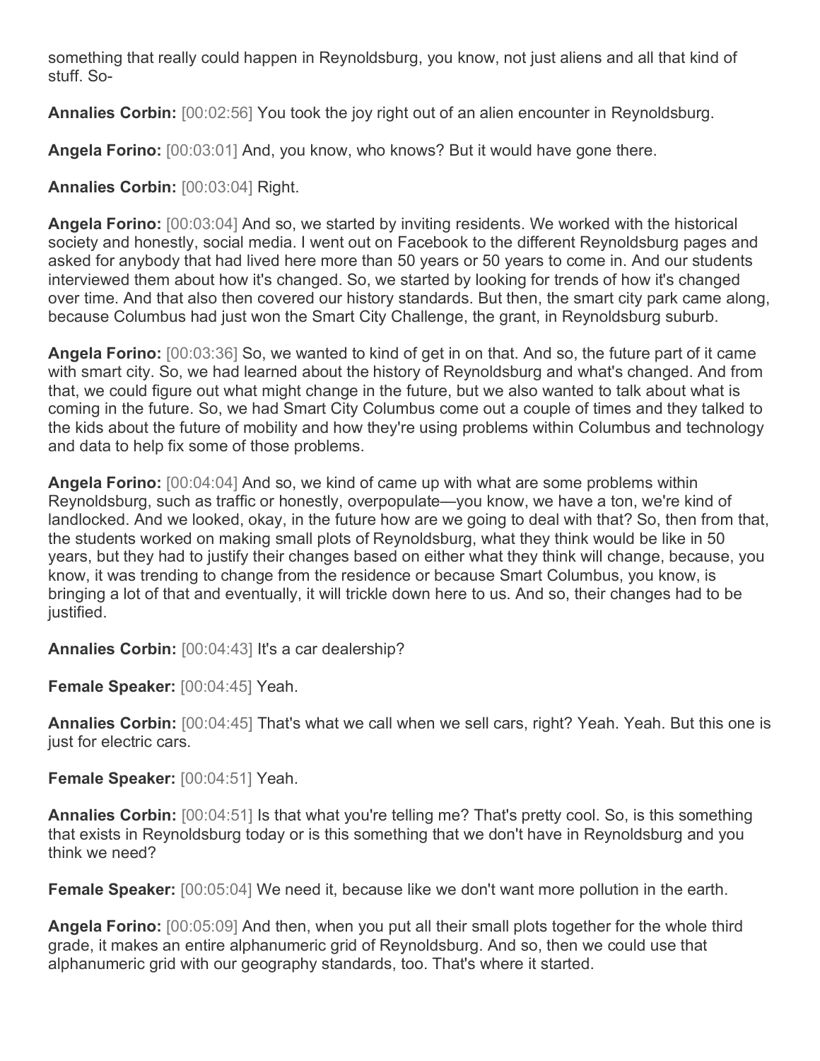something that really could happen in Reynoldsburg, you know, not just aliens and all that kind of stuff. So-

**Annalies Corbin:** [00:02:56] You took the joy right out of an alien encounter in Reynoldsburg.

**Angela Forino:** [00:03:01] And, you know, who knows? But it would have gone there.

**Annalies Corbin:** [00:03:04] Right.

**Angela Forino:** [00:03:04] And so, we started by inviting residents. We worked with the historical society and honestly, social media. I went out on Facebook to the different Reynoldsburg pages and asked for anybody that had lived here more than 50 years or 50 years to come in. And our students interviewed them about how it's changed. So, we started by looking for trends of how it's changed over time. And that also then covered our history standards. But then, the smart city park came along, because Columbus had just won the Smart City Challenge, the grant, in Reynoldsburg suburb.

**Angela Forino:** [00:03:36] So, we wanted to kind of get in on that. And so, the future part of it came with smart city. So, we had learned about the history of Reynoldsburg and what's changed. And from that, we could figure out what might change in the future, but we also wanted to talk about what is coming in the future. So, we had Smart City Columbus come out a couple of times and they talked to the kids about the future of mobility and how they're using problems within Columbus and technology and data to help fix some of those problems.

**Angela Forino:** [00:04:04] And so, we kind of came up with what are some problems within Reynoldsburg, such as traffic or honestly, overpopulate—you know, we have a ton, we're kind of landlocked. And we looked, okay, in the future how are we going to deal with that? So, then from that, the students worked on making small plots of Reynoldsburg, what they think would be like in 50 years, but they had to justify their changes based on either what they think will change, because, you know, it was trending to change from the residence or because Smart Columbus, you know, is bringing a lot of that and eventually, it will trickle down here to us. And so, their changes had to be justified.

**Annalies Corbin:** [00:04:43] It's a car dealership?

**Female Speaker:** [00:04:45] Yeah.

**Annalies Corbin:** [00:04:45] That's what we call when we sell cars, right? Yeah. Yeah. But this one is just for electric cars.

**Female Speaker:** [00:04:51] Yeah.

**Annalies Corbin:** [00:04:51] Is that what you're telling me? That's pretty cool. So, is this something that exists in Reynoldsburg today or is this something that we don't have in Reynoldsburg and you think we need?

**Female Speaker:** [00:05:04] We need it, because like we don't want more pollution in the earth.

**Angela Forino:** [00:05:09] And then, when you put all their small plots together for the whole third grade, it makes an entire alphanumeric grid of Reynoldsburg. And so, then we could use that alphanumeric grid with our geography standards, too. That's where it started.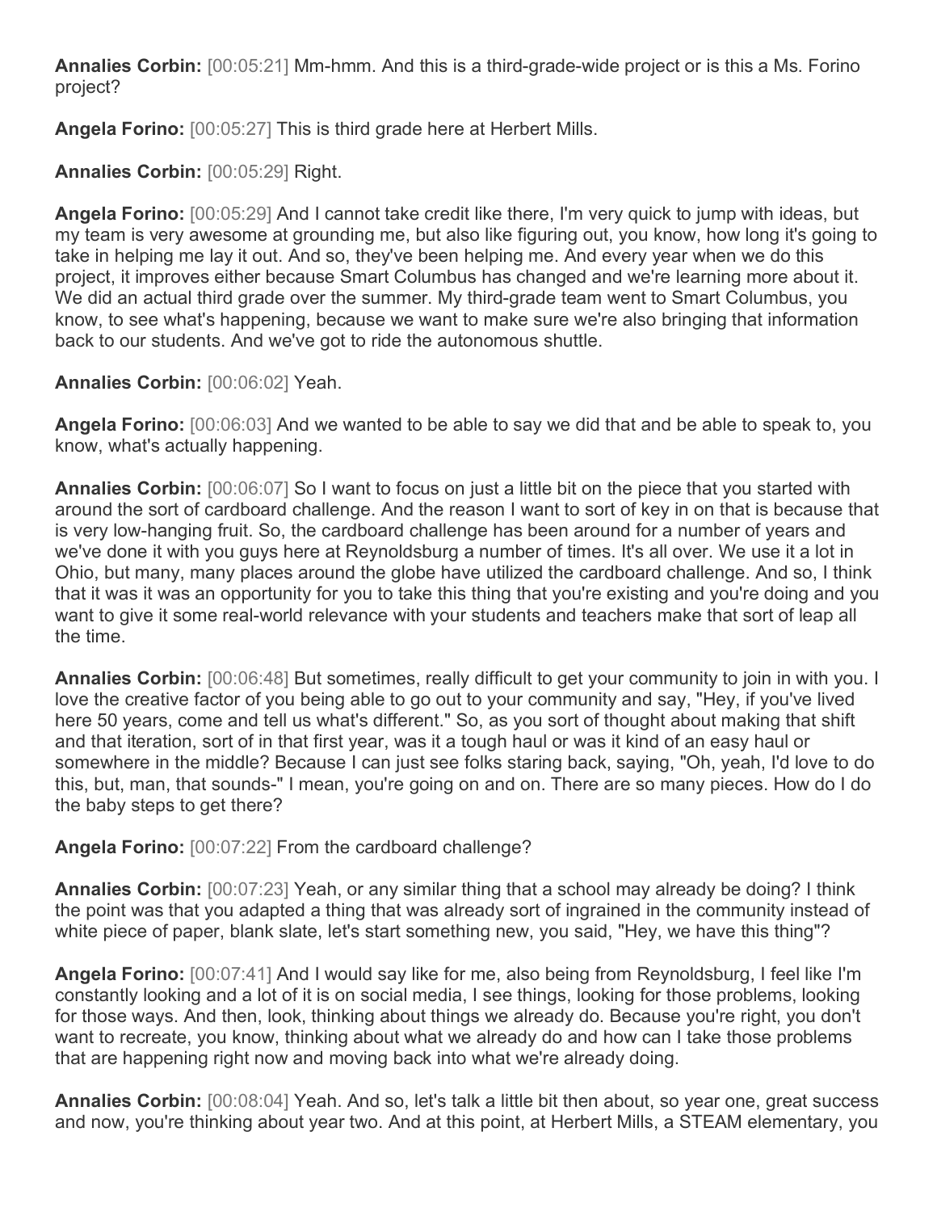**Annalies Corbin:** [00:05:21] Mm-hmm. And this is a third-grade-wide project or is this a Ms. Forino project?

**Angela Forino:** [00:05:27] This is third grade here at Herbert Mills.

**Annalies Corbin:** [00:05:29] Right.

**Angela Forino:** [00:05:29] And I cannot take credit like there, I'm very quick to jump with ideas, but my team is very awesome at grounding me, but also like figuring out, you know, how long it's going to take in helping me lay it out. And so, they've been helping me. And every year when we do this project, it improves either because Smart Columbus has changed and we're learning more about it. We did an actual third grade over the summer. My third-grade team went to Smart Columbus, you know, to see what's happening, because we want to make sure we're also bringing that information back to our students. And we've got to ride the autonomous shuttle.

**Annalies Corbin:** [00:06:02] Yeah.

**Angela Forino:** [00:06:03] And we wanted to be able to say we did that and be able to speak to, you know, what's actually happening.

**Annalies Corbin:** [00:06:07] So I want to focus on just a little bit on the piece that you started with around the sort of cardboard challenge. And the reason I want to sort of key in on that is because that is very low-hanging fruit. So, the cardboard challenge has been around for a number of years and we've done it with you guys here at Reynoldsburg a number of times. It's all over. We use it a lot in Ohio, but many, many places around the globe have utilized the cardboard challenge. And so, I think that it was it was an opportunity for you to take this thing that you're existing and you're doing and you want to give it some real-world relevance with your students and teachers make that sort of leap all the time.

**Annalies Corbin:** [00:06:48] But sometimes, really difficult to get your community to join in with you. I love the creative factor of you being able to go out to your community and say, "Hey, if you've lived here 50 years, come and tell us what's different." So, as you sort of thought about making that shift and that iteration, sort of in that first year, was it a tough haul or was it kind of an easy haul or somewhere in the middle? Because I can just see folks staring back, saying, "Oh, yeah, I'd love to do this, but, man, that sounds-" I mean, you're going on and on. There are so many pieces. How do I do the baby steps to get there?

**Angela Forino:** [00:07:22] From the cardboard challenge?

**Annalies Corbin:** [00:07:23] Yeah, or any similar thing that a school may already be doing? I think the point was that you adapted a thing that was already sort of ingrained in the community instead of white piece of paper, blank slate, let's start something new, you said, "Hey, we have this thing"?

**Angela Forino:** [00:07:41] And I would say like for me, also being from Reynoldsburg, I feel like I'm constantly looking and a lot of it is on social media, I see things, looking for those problems, looking for those ways. And then, look, thinking about things we already do. Because you're right, you don't want to recreate, you know, thinking about what we already do and how can I take those problems that are happening right now and moving back into what we're already doing.

**Annalies Corbin:** [00:08:04] Yeah. And so, let's talk a little bit then about, so year one, great success and now, you're thinking about year two. And at this point, at Herbert Mills, a STEAM elementary, you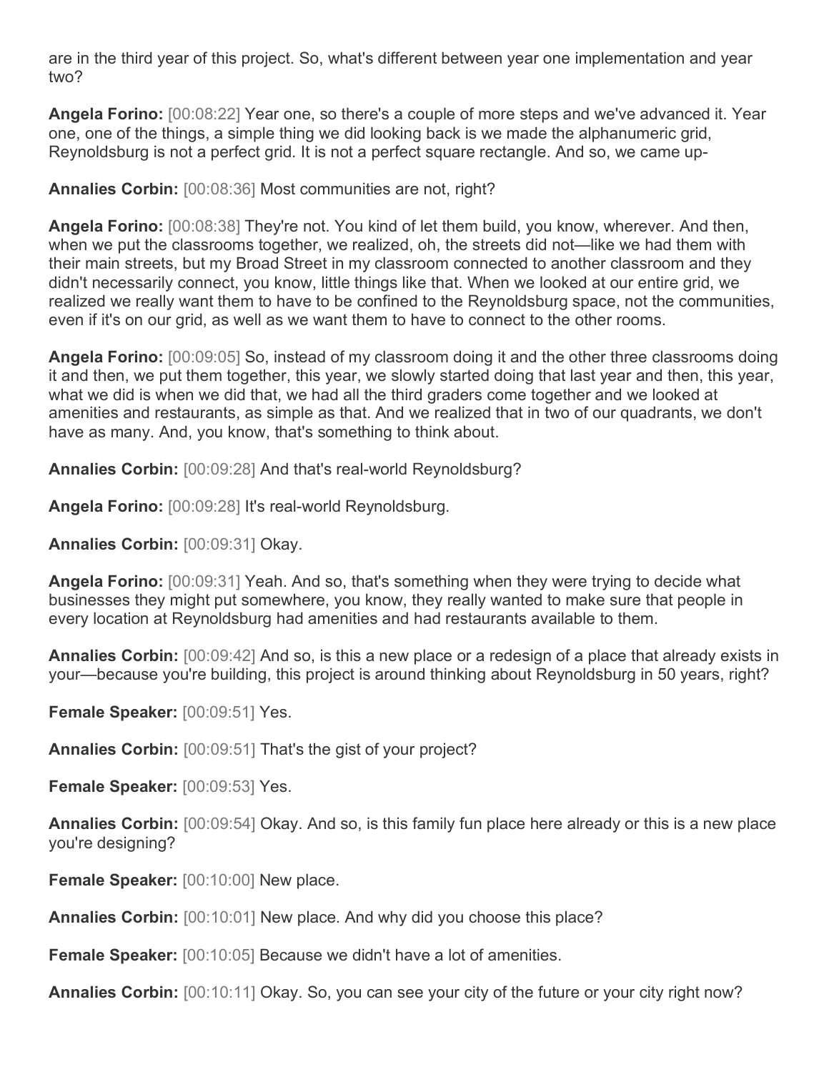are in the third year of this project. So, what's different between year one implementation and year two?

**Angela Forino:** [00:08:22] Year one, so there's a couple of more steps and we've advanced it. Year one, one of the things, a simple thing we did looking back is we made the alphanumeric grid, Reynoldsburg is not a perfect grid. It is not a perfect square rectangle. And so, we came up-

**Annalies Corbin:** [00:08:36] Most communities are not, right?

**Angela Forino:** [00:08:38] They're not. You kind of let them build, you know, wherever. And then, when we put the classrooms together, we realized, oh, the streets did not—like we had them with their main streets, but my Broad Street in my classroom connected to another classroom and they didn't necessarily connect, you know, little things like that. When we looked at our entire grid, we realized we really want them to have to be confined to the Reynoldsburg space, not the communities, even if it's on our grid, as well as we want them to have to connect to the other rooms.

**Angela Forino:** [00:09:05] So, instead of my classroom doing it and the other three classrooms doing it and then, we put them together, this year, we slowly started doing that last year and then, this year, what we did is when we did that, we had all the third graders come together and we looked at amenities and restaurants, as simple as that. And we realized that in two of our quadrants, we don't have as many. And, you know, that's something to think about.

**Annalies Corbin:** [00:09:28] And that's real-world Reynoldsburg?

**Angela Forino:** [00:09:28] It's real-world Reynoldsburg.

**Annalies Corbin:** [00:09:31] Okay.

**Angela Forino:** [00:09:31] Yeah. And so, that's something when they were trying to decide what businesses they might put somewhere, you know, they really wanted to make sure that people in every location at Reynoldsburg had amenities and had restaurants available to them.

**Annalies Corbin:** [00:09:42] And so, is this a new place or a redesign of a place that already exists in your—because you're building, this project is around thinking about Reynoldsburg in 50 years, right?

**Female Speaker:** [00:09:51] Yes.

**Annalies Corbin:** [00:09:51] That's the gist of your project?

**Female Speaker:** [00:09:53] Yes.

**Annalies Corbin:** [00:09:54] Okay. And so, is this family fun place here already or this is a new place you're designing?

**Female Speaker:** [00:10:00] New place.

**Annalies Corbin:** [00:10:01] New place. And why did you choose this place?

**Female Speaker:** [00:10:05] Because we didn't have a lot of amenities.

**Annalies Corbin:** [00:10:11] Okay. So, you can see your city of the future or your city right now?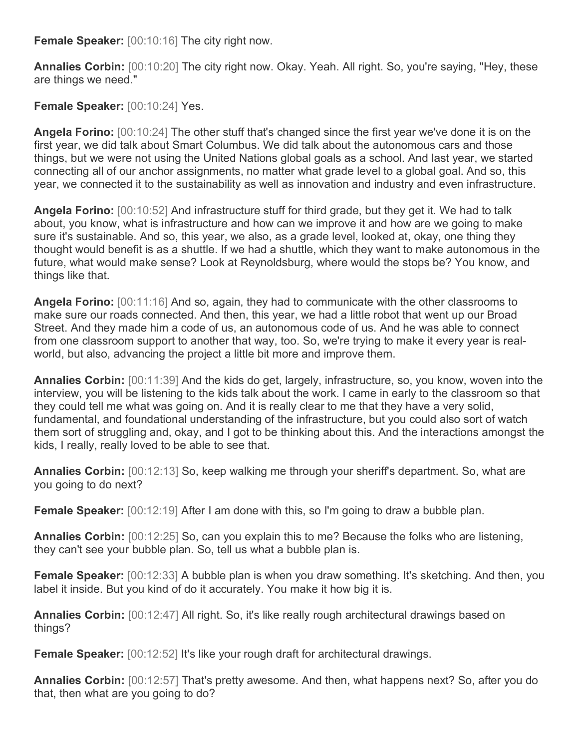**Female Speaker:** [00:10:16] The city right now.

**Annalies Corbin:** [00:10:20] The city right now. Okay. Yeah. All right. So, you're saying, "Hey, these are things we need."

**Female Speaker:** [00:10:24] Yes.

**Angela Forino:** [00:10:24] The other stuff that's changed since the first year we've done it is on the first year, we did talk about Smart Columbus. We did talk about the autonomous cars and those things, but we were not using the United Nations global goals as a school. And last year, we started connecting all of our anchor assignments, no matter what grade level to a global goal. And so, this year, we connected it to the sustainability as well as innovation and industry and even infrastructure.

**Angela Forino:** [00:10:52] And infrastructure stuff for third grade, but they get it. We had to talk about, you know, what is infrastructure and how can we improve it and how are we going to make sure it's sustainable. And so, this year, we also, as a grade level, looked at, okay, one thing they thought would benefit is as a shuttle. If we had a shuttle, which they want to make autonomous in the future, what would make sense? Look at Reynoldsburg, where would the stops be? You know, and things like that.

**Angela Forino:** [00:11:16] And so, again, they had to communicate with the other classrooms to make sure our roads connected. And then, this year, we had a little robot that went up our Broad Street. And they made him a code of us, an autonomous code of us. And he was able to connect from one classroom support to another that way, too. So, we're trying to make it every year is real-world, but also, advancing the project a little bit more and improve them.

**Annalies Corbin:** [00:11:39] And the kids do get, largely, infrastructure, so, you know, woven into the interview, you will be listening to the kids talk about the work. I came in early to the classroom so that they could tell me what was going on. And it is really clear to me that they have a very solid, fundamental, and foundational understanding of the infrastructure, but you could also sort of watch them sort of struggling and, okay, and I got to be thinking about this. And the interactions amongst the kids, I really, really loved to be able to see that.

**Annalies Corbin:** [00:12:13] So, keep walking me through your sheriff's department. So, what are you going to do next?

**Female Speaker:** [00:12:19] After I am done with this, so I'm going to draw a bubble plan.

**Annalies Corbin:** [00:12:25] So, can you explain this to me? Because the folks who are listening, they can't see your bubble plan. So, tell us what a bubble plan is.

**Female Speaker:** [00:12:33] A bubble plan is when you draw something. It's sketching. And then, you label it inside. But you kind of do it accurately. You make it how big it is.

**Annalies Corbin:** [00:12:47] All right. So, it's like really rough architectural drawings based on things?

**Female Speaker:** [00:12:52] It's like your rough draft for architectural drawings.

**Annalies Corbin:** [00:12:57] That's pretty awesome. And then, what happens next? So, after you do that, then what are you going to do?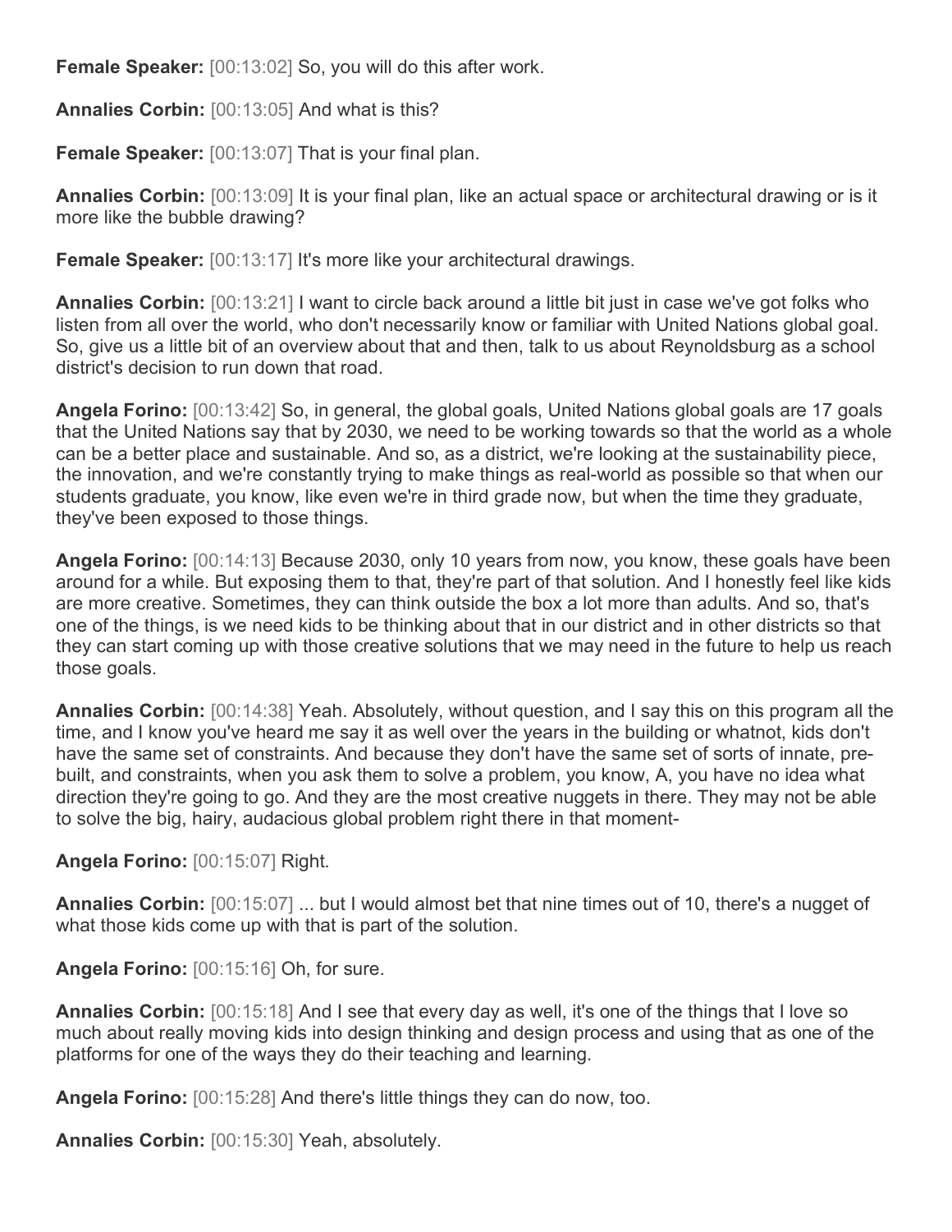**Female Speaker:** [00:13:02] So, you will do this after work.

**Annalies Corbin:** [00:13:05] And what is this?

**Female Speaker:** [00:13:07] That is your final plan.

**Annalies Corbin:** [00:13:09] It is your final plan, like an actual space or architectural drawing or is it more like the bubble drawing?

**Female Speaker:** [00:13:17] It's more like your architectural drawings.

**Annalies Corbin:** [00:13:21] I want to circle back around a little bit just in case we've got folks who listen from all over the world, who don't necessarily know or familiar with United Nations global goal. So, give us a little bit of an overview about that and then, talk to us about Reynoldsburg as a school district's decision to run down that road.

**Angela Forino:** [00:13:42] So, in general, the global goals, United Nations global goals are 17 goals that the United Nations say that by 2030, we need to be working towards so that the world as a whole can be a better place and sustainable. And so, as a district, we're looking at the sustainability piece, the innovation, and we're constantly trying to make things as real-world as possible so that when our students graduate, you know, like even we're in third grade now, but when the time they graduate, they've been exposed to those things.

**Angela Forino:** [00:14:13] Because 2030, only 10 years from now, you know, these goals have been around for a while. But exposing them to that, they're part of that solution. And I honestly feel like kids are more creative. Sometimes, they can think outside the box a lot more than adults. And so, that's one of the things, is we need kids to be thinking about that in our district and in other districts so that they can start coming up with those creative solutions that we may need in the future to help us reach those goals.

**Annalies Corbin:** [00:14:38] Yeah. Absolutely, without question, and I say this on this program all the time, and I know you've heard me say it as well over the years in the building or whatnot, kids don't have the same set of constraints. And because they don't have the same set of sorts of innate, pre-built, and constraints, when you ask them to solve a problem, you know, A, you have no idea what direction they're going to go. And they are the most creative nuggets in there. They may not be able to solve the big, hairy, audacious global problem right there in that moment-

**Angela Forino:** [00:15:07] Right.

**Annalies Corbin:** [00:15:07] ... but I would almost bet that nine times out of 10, there's a nugget of what those kids come up with that is part of the solution.

**Angela Forino:** [00:15:16] Oh, for sure.

**Annalies Corbin:** [00:15:18] And I see that every day as well, it's one of the things that I love so much about really moving kids into design thinking and design process and using that as one of the platforms for one of the ways they do their teaching and learning.

**Angela Forino:** [00:15:28] And there's little things they can do now, too.

**Annalies Corbin:** [00:15:30] Yeah, absolutely.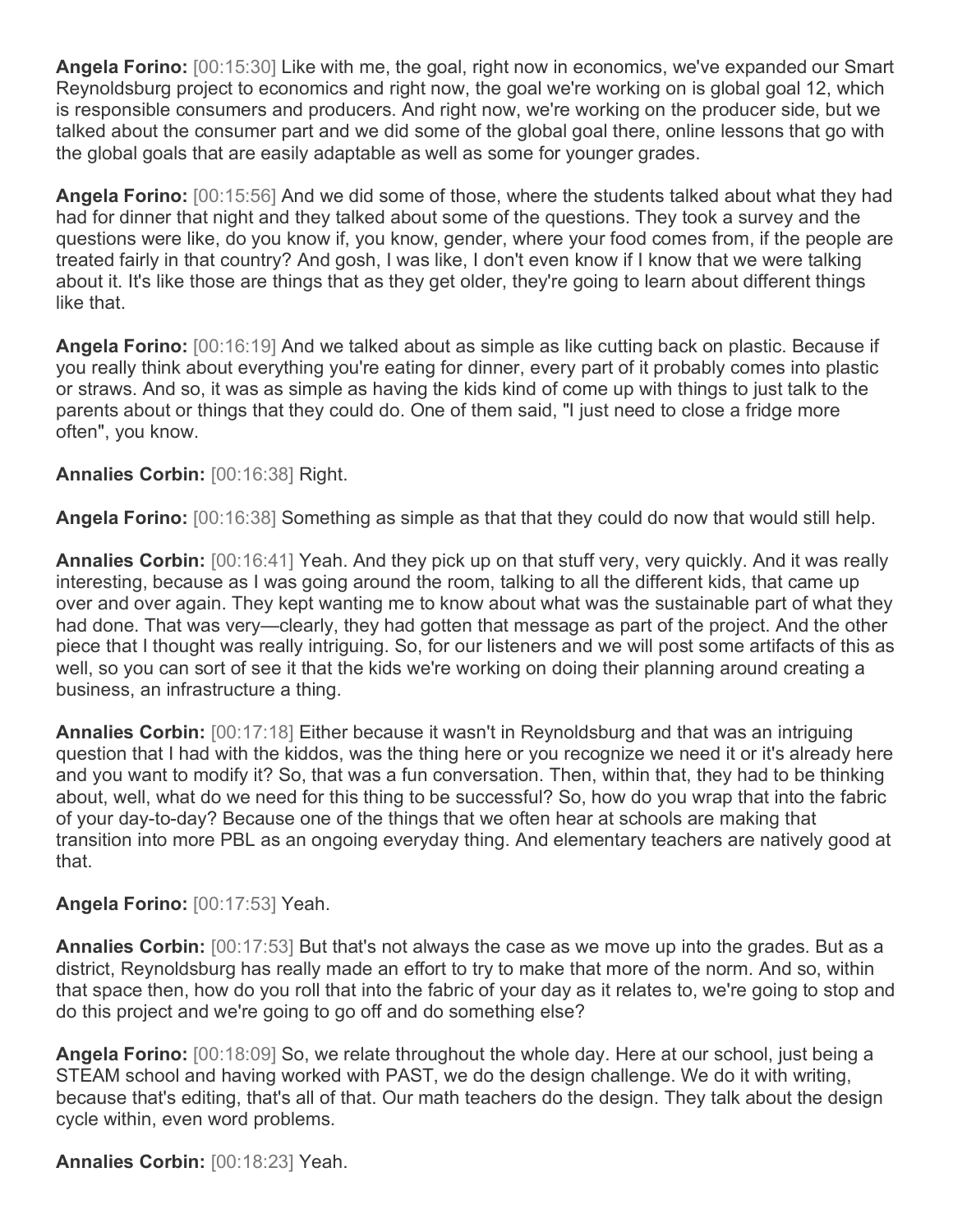**Angela Forino:** [00:15:30] Like with me, the goal, right now in economics, we've expanded our Smart Reynoldsburg project to economics and right now, the goal we're working on is global goal 12, which is responsible consumers and producers. And right now, we're working on the producer side, but we talked about the consumer part and we did some of the global goal there, online lessons that go with the global goals that are easily adaptable as well as some for younger grades.

**Angela Forino:** [00:15:56] And we did some of those, where the students talked about what they had had for dinner that night and they talked about some of the questions. They took a survey and the questions were like, do you know if, you know, gender, where your food comes from, if the people are treated fairly in that country? And gosh, I was like, I don't even know if I know that we were talking about it. It's like those are things that as they get older, they're going to learn about different things like that.

**Angela Forino:** [00:16:19] And we talked about as simple as like cutting back on plastic. Because if you really think about everything you're eating for dinner, every part of it probably comes into plastic or straws. And so, it was as simple as having the kids kind of come up with things to just talk to the parents about or things that they could do. One of them said, "I just need to close a fridge more often", you know.

**Annalies Corbin:** [00:16:38] Right.

**Angela Forino:** [00:16:38] Something as simple as that that they could do now that would still help.

**Annalies Corbin:** [00:16:41] Yeah. And they pick up on that stuff very, very quickly. And it was really interesting, because as I was going around the room, talking to all the different kids, that came up over and over again. They kept wanting me to know about what was the sustainable part of what they had done. That was very—clearly, they had gotten that message as part of the project. And the other piece that I thought was really intriguing. So, for our listeners and we will post some artifacts of this as well, so you can sort of see it that the kids we're working on doing their planning around creating a business, an infrastructure a thing.

**Annalies Corbin:** [00:17:18] Either because it wasn't in Reynoldsburg and that was an intriguing question that I had with the kiddos, was the thing here or you recognize we need it or it's already here and you want to modify it? So, that was a fun conversation. Then, within that, they had to be thinking about, well, what do we need for this thing to be successful? So, how do you wrap that into the fabric of your day-to-day? Because one of the things that we often hear at schools are making that transition into more PBL as an ongoing everyday thing. And elementary teachers are natively good at that.

**Angela Forino:** [00:17:53] Yeah.

**Annalies Corbin:** [00:17:53] But that's not always the case as we move up into the grades. But as a district, Reynoldsburg has really made an effort to try to make that more of the norm. And so, within that space then, how do you roll that into the fabric of your day as it relates to, we're going to stop and do this project and we're going to go off and do something else?

**Angela Forino:** [00:18:09] So, we relate throughout the whole day. Here at our school, just being a STEAM school and having worked with PAST, we do the design challenge. We do it with writing, because that's editing, that's all of that. Our math teachers do the design. They talk about the design cycle within, even word problems.

**Annalies Corbin:** [00:18:23] Yeah.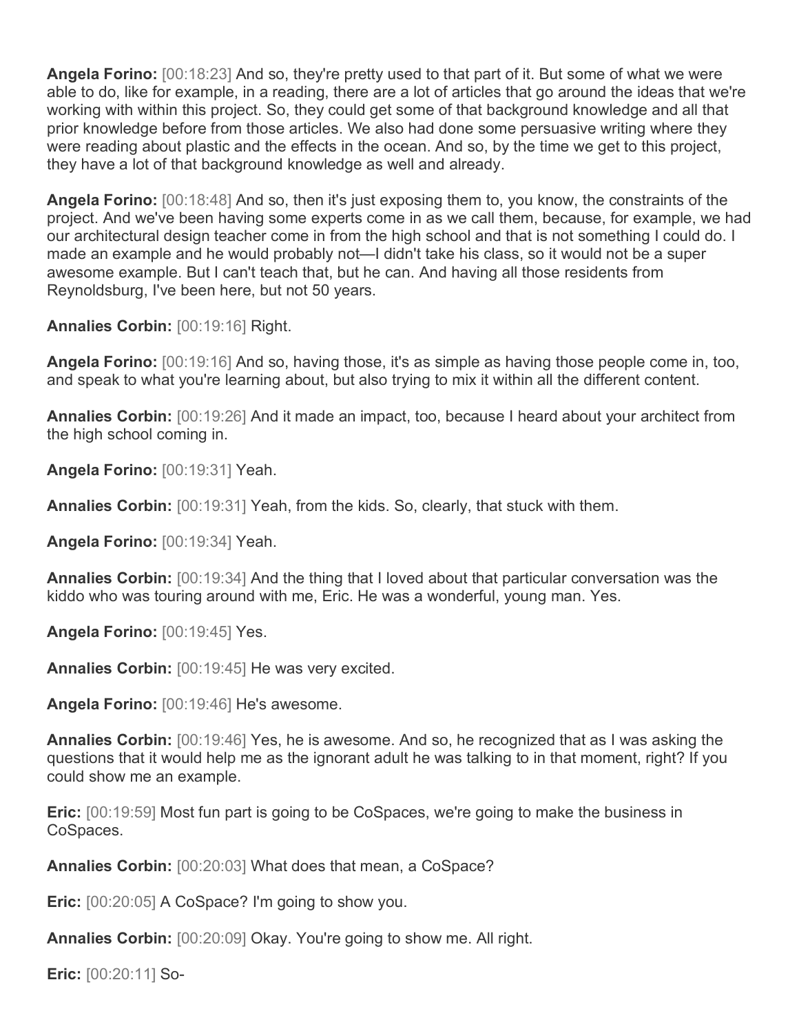**Angela Forino:** [00:18:23] And so, they're pretty used to that part of it. But some of what we were able to do, like for example, in a reading, there are a lot of articles that go around the ideas that we're working with within this project. So, they could get some of that background knowledge and all that prior knowledge before from those articles. We also had done some persuasive writing where they were reading about plastic and the effects in the ocean. And so, by the time we get to this project, they have a lot of that background knowledge as well and already.

**Angela Forino:** [00:18:48] And so, then it's just exposing them to, you know, the constraints of the project. And we've been having some experts come in as we call them, because, for example, we had our architectural design teacher come in from the high school and that is not something I could do. I made an example and he would probably not—I didn't take his class, so it would not be a super awesome example. But I can't teach that, but he can. And having all those residents from Reynoldsburg, I've been here, but not 50 years.

**Annalies Corbin:** [00:19:16] Right.

**Angela Forino:** [00:19:16] And so, having those, it's as simple as having those people come in, too, and speak to what you're learning about, but also trying to mix it within all the different content.

**Annalies Corbin:** [00:19:26] And it made an impact, too, because I heard about your architect from the high school coming in.

**Angela Forino:** [00:19:31] Yeah.

**Annalies Corbin:** [00:19:31] Yeah, from the kids. So, clearly, that stuck with them.

**Angela Forino:** [00:19:34] Yeah.

**Annalies Corbin:** [00:19:34] And the thing that I loved about that particular conversation was the kiddo who was touring around with me, Eric. He was a wonderful, young man. Yes.

**Angela Forino:** [00:19:45] Yes.

**Annalies Corbin:** [00:19:45] He was very excited.

**Angela Forino:** [00:19:46] He's awesome.

**Annalies Corbin:** [00:19:46] Yes, he is awesome. And so, he recognized that as I was asking the questions that it would help me as the ignorant adult he was talking to in that moment, right? If you could show me an example.

**Eric:** [00:19:59] Most fun part is going to be CoSpaces, we're going to make the business in CoSpaces.

**Annalies Corbin:** [00:20:03] What does that mean, a CoSpace?

**Eric:** [00:20:05] A CoSpace? I'm going to show you.

**Annalies Corbin:** [00:20:09] Okay. You're going to show me. All right.

**Eric:** [00:20:11] So-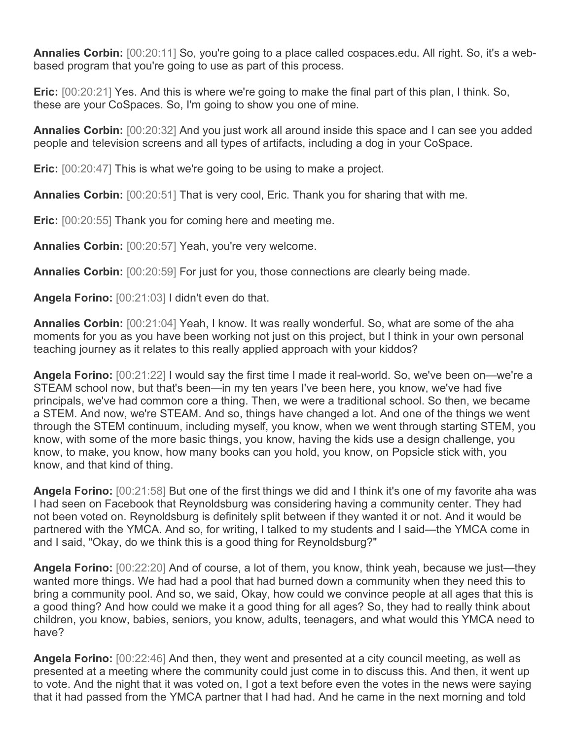**Annalies Corbin:** [00:20:11] So, you're going to a place called cospaces.edu. All right. So, it's a web-based program that you're going to use as part of this process.

**Eric:** [00:20:21] Yes. And this is where we're going to make the final part of this plan, I think. So, these are your CoSpaces. So, I'm going to show you one of mine.

**Annalies Corbin:** [00:20:32] And you just work all around inside this space and I can see you added people and television screens and all types of artifacts, including a dog in your CoSpace.

**Eric:** [00:20:47] This is what we're going to be using to make a project.

**Annalies Corbin:** [00:20:51] That is very cool, Eric. Thank you for sharing that with me.

**Eric:** [00:20:55] Thank you for coming here and meeting me.

**Annalies Corbin:** [00:20:57] Yeah, you're very welcome.

**Annalies Corbin:** [00:20:59] For just for you, those connections are clearly being made.

**Angela Forino:** [00:21:03] I didn't even do that.

**Annalies Corbin:** [00:21:04] Yeah, I know. It was really wonderful. So, what are some of the aha moments for you as you have been working not just on this project, but I think in your own personal teaching journey as it relates to this really applied approach with your kiddos?

**Angela Forino:** [00:21:22] I would say the first time I made it real-world. So, we've been on—we're a STEAM school now, but that's been—in my ten years I've been here, you know, we've had five principals, we've had common core a thing. Then, we were a traditional school. So then, we became a STEM. And now, we're STEAM. And so, things have changed a lot. And one of the things we went through the STEM continuum, including myself, you know, when we went through starting STEM, you know, with some of the more basic things, you know, having the kids use a design challenge, you know, to make, you know, how many books can you hold, you know, on Popsicle stick with, you know, and that kind of thing.

**Angela Forino:** [00:21:58] But one of the first things we did and I think it's one of my favorite aha was I had seen on Facebook that Reynoldsburg was considering having a community center. They had not been voted on. Reynoldsburg is definitely split between if they wanted it or not. And it would be partnered with the YMCA. And so, for writing, I talked to my students and I said—the YMCA come in and I said, "Okay, do we think this is a good thing for Reynoldsburg?"

**Angela Forino:** [00:22:20] And of course, a lot of them, you know, think yeah, because we just—they wanted more things. We had had a pool that had burned down a community when they need this to bring a community pool. And so, we said, Okay, how could we convince people at all ages that this is a good thing? And how could we make it a good thing for all ages? So, they had to really think about children, you know, babies, seniors, you know, adults, teenagers, and what would this YMCA need to have?

**Angela Forino:** [00:22:46] And then, they went and presented at a city council meeting, as well as presented at a meeting where the community could just come in to discuss this. And then, it went up to vote. And the night that it was voted on, I got a text before even the votes in the news were saying that it had passed from the YMCA partner that I had had. And he came in the next morning and told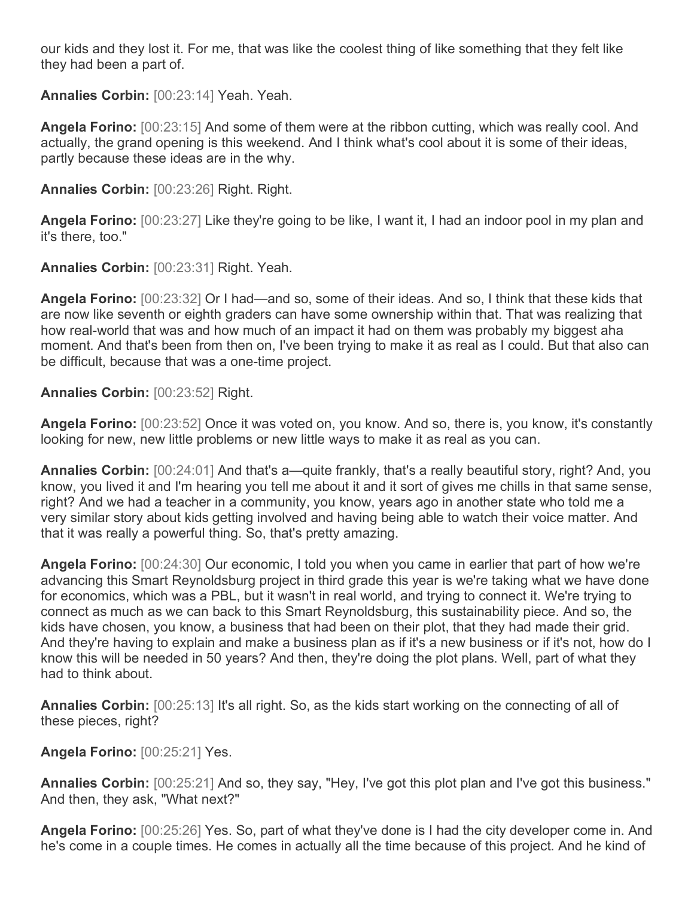our kids and they lost it. For me, that was like the coolest thing of like something that they felt like they had been a part of.

**Annalies Corbin:** [00:23:14] Yeah. Yeah.

**Angela Forino:** [00:23:15] And some of them were at the ribbon cutting, which was really cool. And actually, the grand opening is this weekend. And I think what's cool about it is some of their ideas, partly because these ideas are in the why.

**Annalies Corbin:** [00:23:26] Right. Right.

**Angela Forino:** [00:23:27] Like they're going to be like, I want it, I had an indoor pool in my plan and it's there, too."

**Annalies Corbin:** [00:23:31] Right. Yeah.

**Angela Forino:** [00:23:32] Or I had—and so, some of their ideas. And so, I think that these kids that are now like seventh or eighth graders can have some ownership within that. That was realizing that how real-world that was and how much of an impact it had on them was probably my biggest aha moment. And that's been from then on, I've been trying to make it as real as I could. But that also can be difficult, because that was a one-time project.

**Annalies Corbin:** [00:23:52] Right.

**Angela Forino:** [00:23:52] Once it was voted on, you know. And so, there is, you know, it's constantly looking for new, new little problems or new little ways to make it as real as you can.

**Annalies Corbin:** [00:24:01] And that's a—quite frankly, that's a really beautiful story, right? And, you know, you lived it and I'm hearing you tell me about it and it sort of gives me chills in that same sense, right? And we had a teacher in a community, you know, years ago in another state who told me a very similar story about kids getting involved and having being able to watch their voice matter. And that it was really a powerful thing. So, that's pretty amazing.

**Angela Forino:** [00:24:30] Our economic, I told you when you came in earlier that part of how we're advancing this Smart Reynoldsburg project in third grade this year is we're taking what we have done for economics, which was a PBL, but it wasn't in real world, and trying to connect it. We're trying to connect as much as we can back to this Smart Reynoldsburg, this sustainability piece. And so, the kids have chosen, you know, a business that had been on their plot, that they had made their grid. And they're having to explain and make a business plan as if it's a new business or if it's not, how do I know this will be needed in 50 years? And then, they're doing the plot plans. Well, part of what they had to think about.

**Annalies Corbin:** [00:25:13] It's all right. So, as the kids start working on the connecting of all of these pieces, right?

**Angela Forino:** [00:25:21] Yes.

**Annalies Corbin:** [00:25:21] And so, they say, "Hey, I've got this plot plan and I've got this business." And then, they ask, "What next?"

**Angela Forino:** [00:25:26] Yes. So, part of what they've done is I had the city developer come in. And he's come in a couple times. He comes in actually all the time because of this project. And he kind of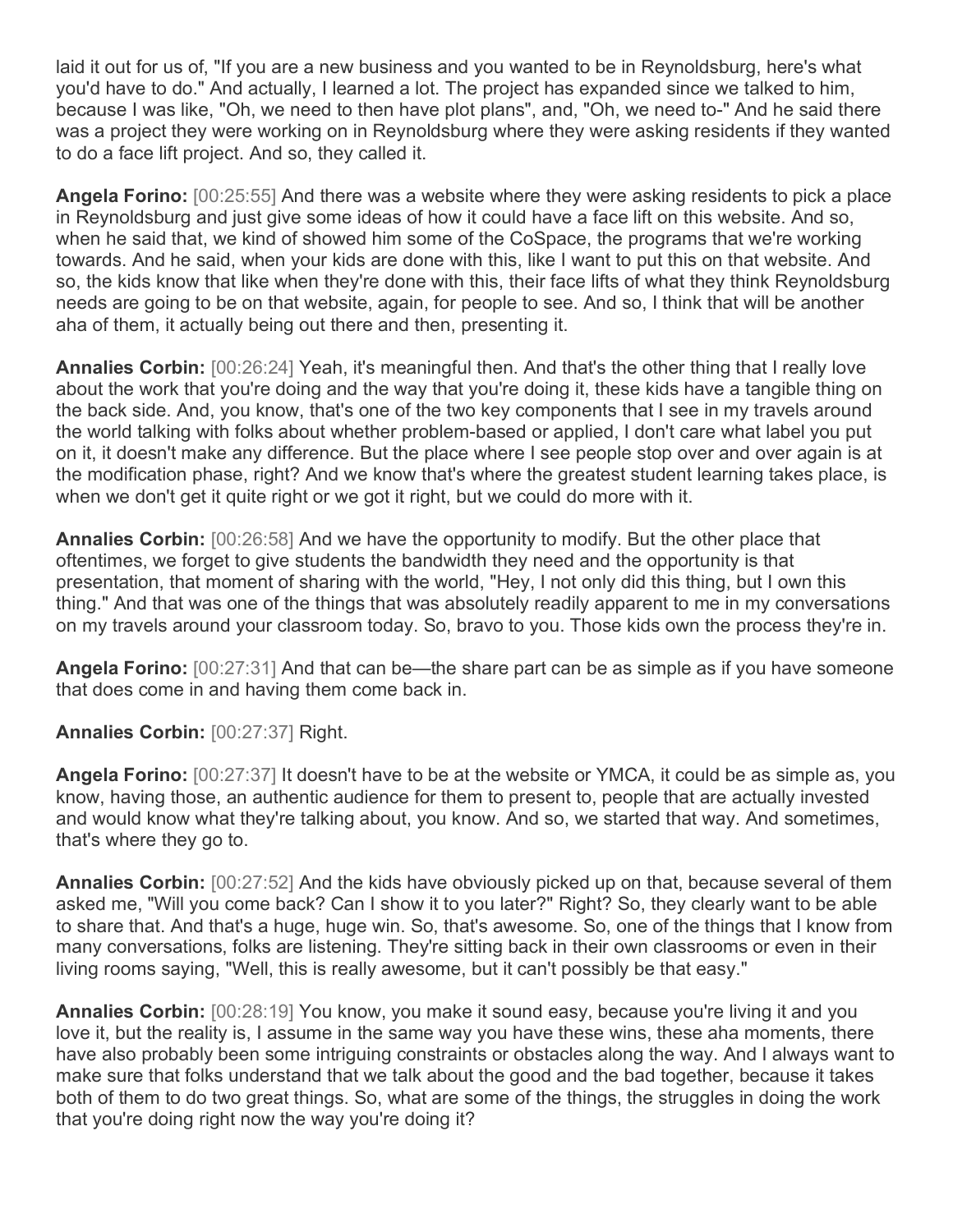laid it out for us of, "If you are a new business and you wanted to be in Reynoldsburg, here's what you'd have to do." And actually, I learned a lot. The project has expanded since we talked to him, because I was like, "Oh, we need to then have plot plans", and, "Oh, we need to-" And he said there was a project they were working on in Reynoldsburg where they were asking residents if they wanted to do a face lift project. And so, they called it.

**Angela Forino:** [00:25:55] And there was a website where they were asking residents to pick a place in Reynoldsburg and just give some ideas of how it could have a face lift on this website. And so, when he said that, we kind of showed him some of the CoSpace, the programs that we're working towards. And he said, when your kids are done with this, like I want to put this on that website. And so, the kids know that like when they're done with this, their face lifts of what they think Reynoldsburg needs are going to be on that website, again, for people to see. And so, I think that will be another aha of them, it actually being out there and then, presenting it.

**Annalies Corbin:** [00:26:24] Yeah, it's meaningful then. And that's the other thing that I really love about the work that you're doing and the way that you're doing it, these kids have a tangible thing on the back side. And, you know, that's one of the two key components that I see in my travels around the world talking with folks about whether problem-based or applied, I don't care what label you put on it, it doesn't make any difference. But the place where I see people stop over and over again is at the modification phase, right? And we know that's where the greatest student learning takes place, is when we don't get it quite right or we got it right, but we could do more with it.

**Annalies Corbin:** [00:26:58] And we have the opportunity to modify. But the other place that oftentimes, we forget to give students the bandwidth they need and the opportunity is that presentation, that moment of sharing with the world, "Hey, I not only did this thing, but I own this thing." And that was one of the things that was absolutely readily apparent to me in my conversations on my travels around your classroom today. So, bravo to you. Those kids own the process they're in.

**Angela Forino:** [00:27:31] And that can be—the share part can be as simple as if you have someone that does come in and having them come back in.

**Annalies Corbin:** [00:27:37] Right.

**Angela Forino:** [00:27:37] It doesn't have to be at the website or YMCA, it could be as simple as, you know, having those, an authentic audience for them to present to, people that are actually invested and would know what they're talking about, you know. And so, we started that way. And sometimes, that's where they go to.

**Annalies Corbin:** [00:27:52] And the kids have obviously picked up on that, because several of them asked me, "Will you come back? Can I show it to you later?" Right? So, they clearly want to be able to share that. And that's a huge, huge win. So, that's awesome. So, one of the things that I know from many conversations, folks are listening. They're sitting back in their own classrooms or even in their living rooms saying, "Well, this is really awesome, but it can't possibly be that easy."

**Annalies Corbin:** [00:28:19] You know, you make it sound easy, because you're living it and you love it, but the reality is, I assume in the same way you have these wins, these aha moments, there have also probably been some intriguing constraints or obstacles along the way. And I always want to make sure that folks understand that we talk about the good and the bad together, because it takes both of them to do two great things. So, what are some of the things, the struggles in doing the work that you're doing right now the way you're doing it?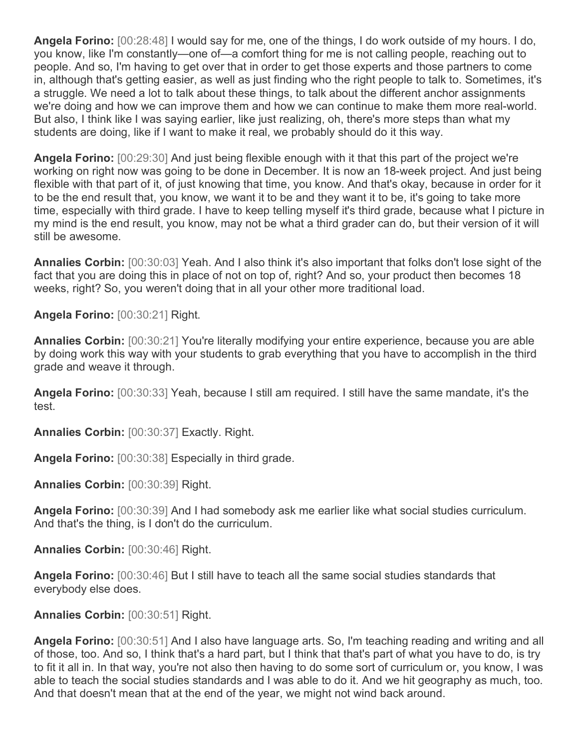**Angela Forino:** [00:28:48] I would say for me, one of the things, I do work outside of my hours. I do, you know, like I'm constantly—one of—a comfort thing for me is not calling people, reaching out to people. And so, I'm having to get over that in order to get those experts and those partners to come in, although that's getting easier, as well as just finding who the right people to talk to. Sometimes, it's a struggle. We need a lot to talk about these things, to talk about the different anchor assignments we're doing and how we can improve them and how we can continue to make them more real-world. But also, I think like I was saying earlier, like just realizing, oh, there's more steps than what my students are doing, like if I want to make it real, we probably should do it this way.

**Angela Forino:** [00:29:30] And just being flexible enough with it that this part of the project we're working on right now was going to be done in December. It is now an 18-week project. And just being flexible with that part of it, of just knowing that time, you know. And that's okay, because in order for it to be the end result that, you know, we want it to be and they want it to be, it's going to take more time, especially with third grade. I have to keep telling myself it's third grade, because what I picture in my mind is the end result, you know, may not be what a third grader can do, but their version of it will still be awesome.

**Annalies Corbin:** [00:30:03] Yeah. And I also think it's also important that folks don't lose sight of the fact that you are doing this in place of not on top of, right? And so, your product then becomes 18 weeks, right? So, you weren't doing that in all your other more traditional load.

**Angela Forino:** [00:30:21] Right.

**Annalies Corbin:** [00:30:21] You're literally modifying your entire experience, because you are able by doing work this way with your students to grab everything that you have to accomplish in the third grade and weave it through.

**Angela Forino:** [00:30:33] Yeah, because I still am required. I still have the same mandate, it's the test.

**Annalies Corbin:** [00:30:37] Exactly. Right.

**Angela Forino:** [00:30:38] Especially in third grade.

**Annalies Corbin:** [00:30:39] Right.

**Angela Forino:** [00:30:39] And I had somebody ask me earlier like what social studies curriculum. And that's the thing, is I don't do the curriculum.

**Annalies Corbin:** [00:30:46] Right.

**Angela Forino:** [00:30:46] But I still have to teach all the same social studies standards that everybody else does.

**Annalies Corbin:** [00:30:51] Right.

**Angela Forino:** [00:30:51] And I also have language arts. So, I'm teaching reading and writing and all of those, too. And so, I think that's a hard part, but I think that that's part of what you have to do, is try to fit it all in. In that way, you're not also then having to do some sort of curriculum or, you know, I was able to teach the social studies standards and I was able to do it. And we hit geography as much, too. And that doesn't mean that at the end of the year, we might not wind back around.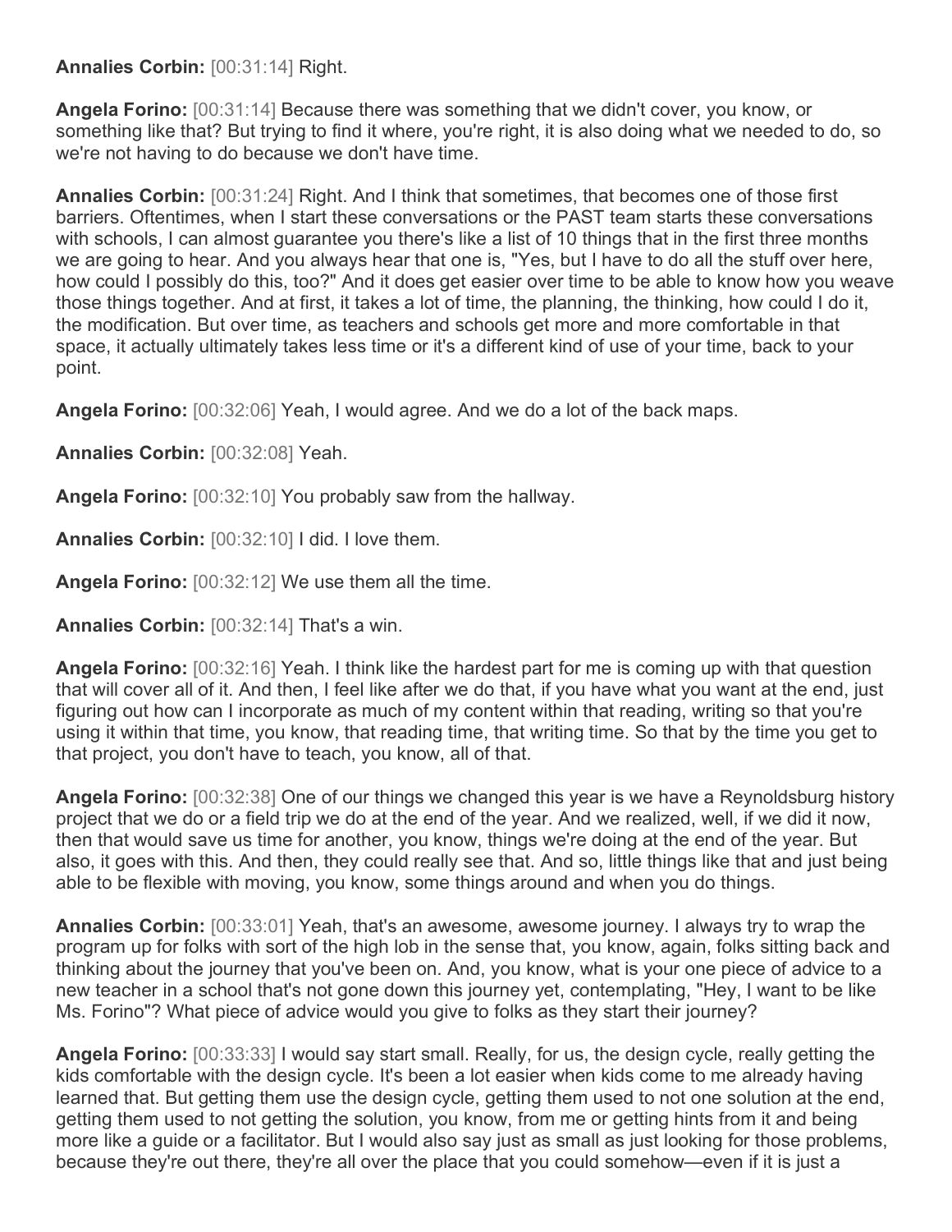**Annalies Corbin:** [00:31:14] Right.

**Angela Forino:** [00:31:14] Because there was something that we didn't cover, you know, or something like that? But trying to find it where, you're right, it is also doing what we needed to do, so we're not having to do because we don't have time.

**Annalies Corbin:** [00:31:24] Right. And I think that sometimes, that becomes one of those first barriers. Oftentimes, when I start these conversations or the PAST team starts these conversations with schools, I can almost guarantee you there's like a list of 10 things that in the first three months we are going to hear. And you always hear that one is, "Yes, but I have to do all the stuff over here, how could I possibly do this, too?" And it does get easier over time to be able to know how you weave those things together. And at first, it takes a lot of time, the planning, the thinking, how could I do it, the modification. But over time, as teachers and schools get more and more comfortable in that space, it actually ultimately takes less time or it's a different kind of use of your time, back to your point.

**Angela Forino:** [00:32:06] Yeah, I would agree. And we do a lot of the back maps.

**Annalies Corbin:** [00:32:08] Yeah.

**Angela Forino:** [00:32:10] You probably saw from the hallway.

**Annalies Corbin:** [00:32:10] I did. I love them.

**Angela Forino:** [00:32:12] We use them all the time.

**Annalies Corbin:** [00:32:14] That's a win.

**Angela Forino:** [00:32:16] Yeah. I think like the hardest part for me is coming up with that question that will cover all of it. And then, I feel like after we do that, if you have what you want at the end, just figuring out how can I incorporate as much of my content within that reading, writing so that you're using it within that time, you know, that reading time, that writing time. So that by the time you get to that project, you don't have to teach, you know, all of that.

**Angela Forino:** [00:32:38] One of our things we changed this year is we have a Reynoldsburg history project that we do or a field trip we do at the end of the year. And we realized, well, if we did it now, then that would save us time for another, you know, things we're doing at the end of the year. But also, it goes with this. And then, they could really see that. And so, little things like that and just being able to be flexible with moving, you know, some things around and when you do things.

**Annalies Corbin:** [00:33:01] Yeah, that's an awesome, awesome journey. I always try to wrap the program up for folks with sort of the high lob in the sense that, you know, again, folks sitting back and thinking about the journey that you've been on. And, you know, what is your one piece of advice to a new teacher in a school that's not gone down this journey yet, contemplating, "Hey, I want to be like Ms. Forino"? What piece of advice would you give to folks as they start their journey?

**Angela Forino:** [00:33:33] I would say start small. Really, for us, the design cycle, really getting the kids comfortable with the design cycle. It's been a lot easier when kids come to me already having learned that. But getting them use the design cycle, getting them used to not one solution at the end, getting them used to not getting the solution, you know, from me or getting hints from it and being more like a guide or a facilitator. But I would also say just as small as just looking for those problems, because they're out there, they're all over the place that you could somehow—even if it is just a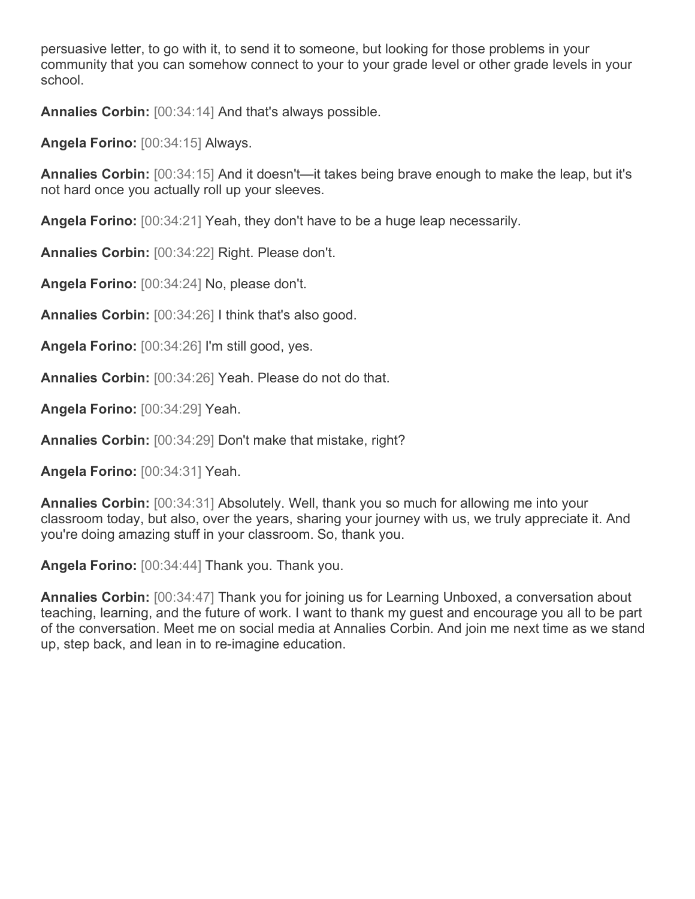persuasive letter, to go with it, to send it to someone, but looking for those problems in your community that you can somehow connect to your to your grade level or other grade levels in your school.

**Annalies Corbin:** [00:34:14] And that's always possible.

**Angela Forino:** [00:34:15] Always.

**Annalies Corbin:** [00:34:15] And it doesn't—it takes being brave enough to make the leap, but it's not hard once you actually roll up your sleeves.

**Angela Forino:** [00:34:21] Yeah, they don't have to be a huge leap necessarily.

**Annalies Corbin:** [00:34:22] Right. Please don't.

**Angela Forino:** [00:34:24] No, please don't.

**Annalies Corbin:** [00:34:26] I think that's also good.

**Angela Forino:** [00:34:26] I'm still good, yes.

**Annalies Corbin:** [00:34:26] Yeah. Please do not do that.

**Angela Forino:** [00:34:29] Yeah.

**Annalies Corbin:** [00:34:29] Don't make that mistake, right?

**Angela Forino:** [00:34:31] Yeah.

**Annalies Corbin:** [00:34:31] Absolutely. Well, thank you so much for allowing me into your classroom today, but also, over the years, sharing your journey with us, we truly appreciate it. And you're doing amazing stuff in your classroom. So, thank you.

**Angela Forino:** [00:34:44] Thank you. Thank you.

**Annalies Corbin:** [00:34:47] Thank you for joining us for Learning Unboxed, a conversation about teaching, learning, and the future of work. I want to thank my guest and encourage you all to be part of the conversation. Meet me on social media at Annalies Corbin. And join me next time as we stand up, step back, and lean in to re-imagine education.